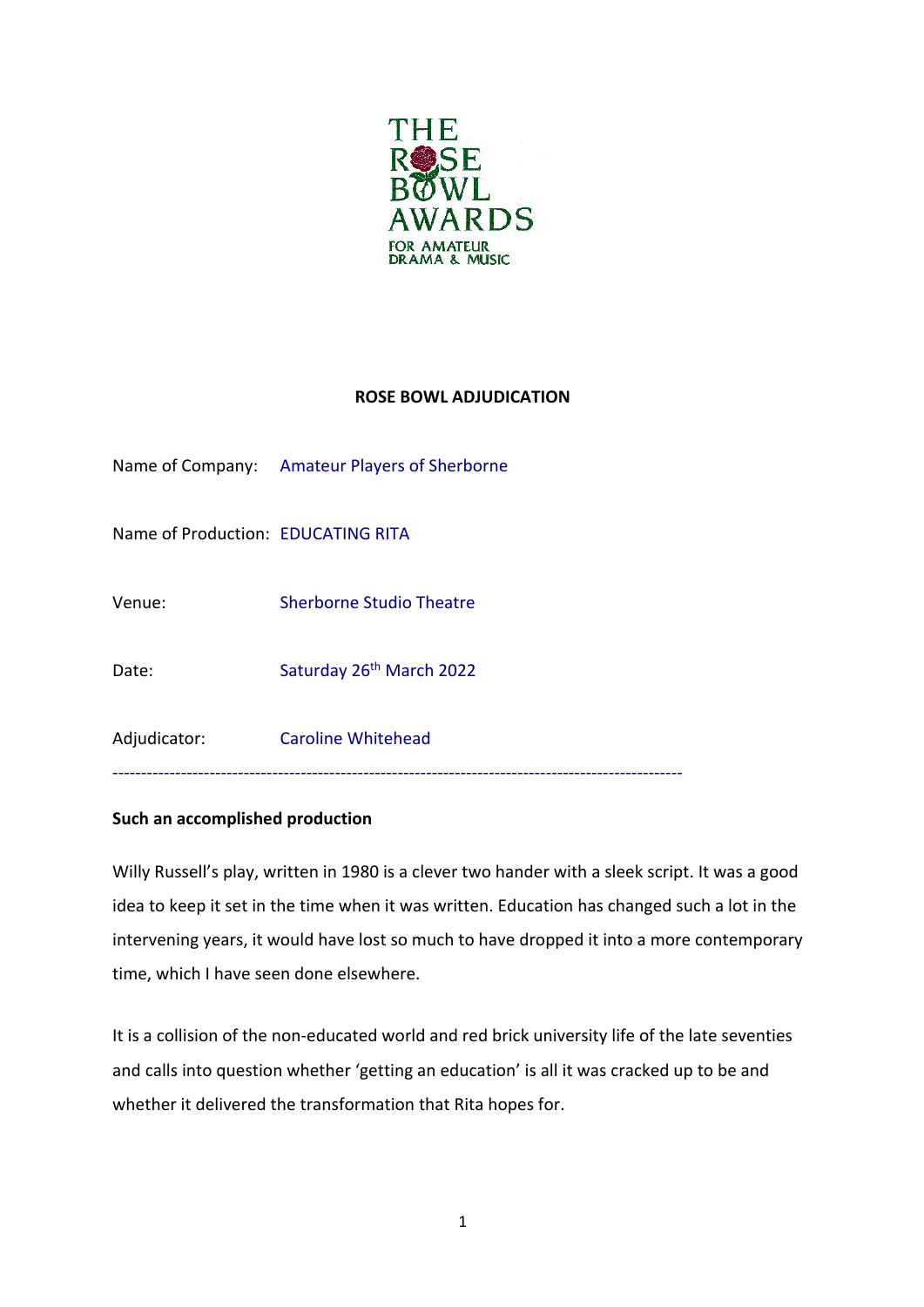THE ROSE BOWL AWARDS
FOR AMATEUR DRAMA & MUSIC

**ROSE BOWL ADJUDICATION**

Name of Company: Amateur Players of Sherborne

Name of Production: EDUCATING RITA

Venue: Sherborne Studio Theatre

Date: Saturday 26th March 2022

Adjudicator: Caroline Whitehead

---

**Such an accomplished production**

Willy Russell's play, written in 1980 is a clever two hander with a sleek script. It was a good idea to keep it set in the time when it was written. Education has changed such a lot in the intervening years, it would have lost so much to have dropped it into a more contemporary time, which I have seen done elsewhere.

It is a collision of the non-educated world and red brick university life of the late seventies and calls into question whether 'getting an education' is all it was cracked up to be and whether it delivered the transformation that Rita hopes for.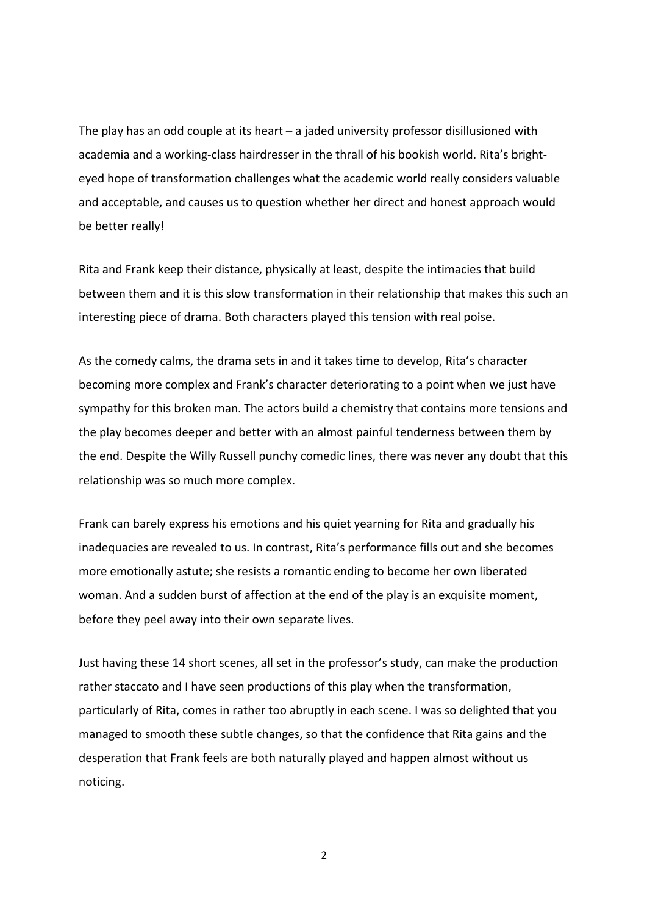The play has an odd couple at its heart – a jaded university professor disillusioned with academia and a working-class hairdresser in the thrall of his bookish world. Rita's bright-eyed hope of transformation challenges what the academic world really considers valuable and acceptable, and causes us to question whether her direct and honest approach would be better really!

Rita and Frank keep their distance, physically at least, despite the intimacies that build between them and it is this slow transformation in their relationship that makes this such an interesting piece of drama. Both characters played this tension with real poise.

As the comedy calms, the drama sets in and it takes time to develop, Rita's character becoming more complex and Frank's character deteriorating to a point when we just have sympathy for this broken man. The actors build a chemistry that contains more tensions and the play becomes deeper and better with an almost painful tenderness between them by the end. Despite the Willy Russell punchy comedic lines, there was never any doubt that this relationship was so much more complex.

Frank can barely express his emotions and his quiet yearning for Rita and gradually his inadequacies are revealed to us. In contrast, Rita's performance fills out and she becomes more emotionally astute; she resists a romantic ending to become her own liberated woman. And a sudden burst of affection at the end of the play is an exquisite moment, before they peel away into their own separate lives.

Just having these 14 short scenes, all set in the professor's study, can make the production rather staccato and I have seen productions of this play when the transformation, particularly of Rita, comes in rather too abruptly in each scene. I was so delighted that you managed to smooth these subtle changes, so that the confidence that Rita gains and the desperation that Frank feels are both naturally played and happen almost without us noticing.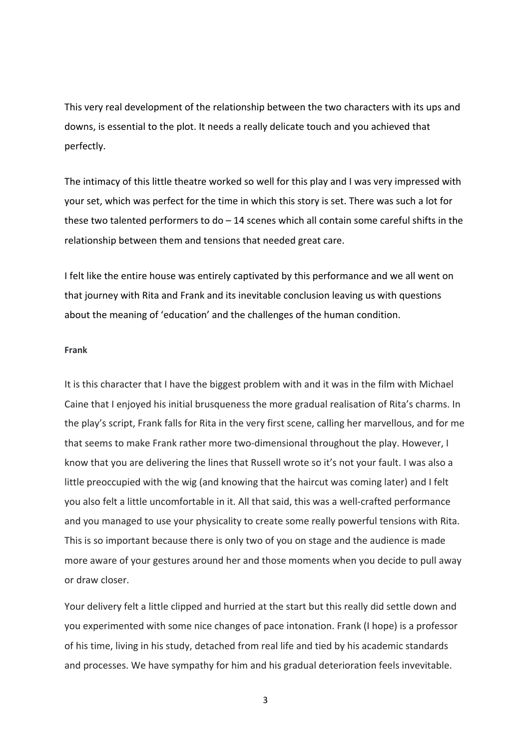This very real development of the relationship between the two characters with its ups and downs, is essential to the plot. It needs a really delicate touch and you achieved that perfectly.

The intimacy of this little theatre worked so well for this play and I was very impressed with your set, which was perfect for the time in which this story is set. There was such a lot for these two talented performers to do – 14 scenes which all contain some careful shifts in the relationship between them and tensions that needed great care.

I felt like the entire house was entirely captivated by this performance and we all went on that journey with Rita and Frank and its inevitable conclusion leaving us with questions about the meaning of 'education' and the challenges of the human condition.

**Frank**

It is this character that I have the biggest problem with and it was in the film with Michael Caine that I enjoyed his initial brusqueness the more gradual realisation of Rita's charms. In the play's script, Frank falls for Rita in the very first scene, calling her marvellous, and for me that seems to make Frank rather more two-dimensional throughout the play. However, I know that you are delivering the lines that Russell wrote so it's not your fault. I was also a little preoccupied with the wig (and knowing that the haircut was coming later) and I felt you also felt a little uncomfortable in it. All that said, this was a well-crafted performance and you managed to use your physicality to create some really powerful tensions with Rita. This is so important because there is only two of you on stage and the audience is made more aware of your gestures around her and those moments when you decide to pull away or draw closer.

Your delivery felt a little clipped and hurried at the start but this really did settle down and you experimented with some nice changes of pace intonation. Frank (I hope) is a professor of his time, living in his study, detached from real life and tied by his academic standards and processes. We have sympathy for him and his gradual deterioration feels invevitable.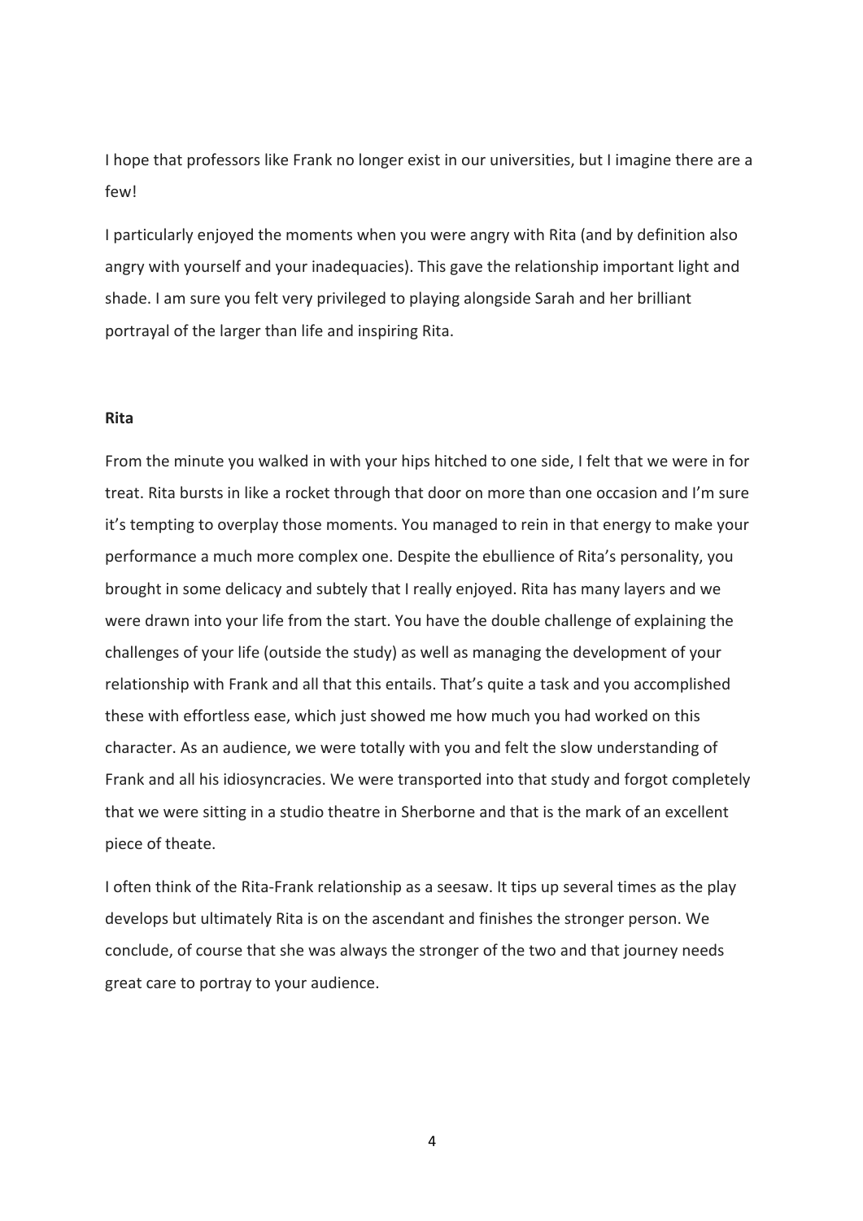I hope that professors like Frank no longer exist in our universities, but I imagine there are a few!

I particularly enjoyed the moments when you were angry with Rita (and by definition also angry with yourself and your inadequacies). This gave the relationship important light and shade. I am sure you felt very privileged to playing alongside Sarah and her brilliant portrayal of the larger than life and inspiring Rita.

**Rita**

From the minute you walked in with your hips hitched to one side, I felt that we were in for treat. Rita bursts in like a rocket through that door on more than one occasion and I'm sure it's tempting to overplay those moments. You managed to rein in that energy to make your performance a much more complex one. Despite the ebullience of Rita's personality, you brought in some delicacy and subtely that I really enjoyed. Rita has many layers and we were drawn into your life from the start. You have the double challenge of explaining the challenges of your life (outside the study) as well as managing the development of your relationship with Frank and all that this entails. That's quite a task and you accomplished these with effortless ease, which just showed me how much you had worked on this character. As an audience, we were totally with you and felt the slow understanding of Frank and all his idiosyncracies. We were transported into that study and forgot completely that we were sitting in a studio theatre in Sherborne and that is the mark of an excellent piece of theate.

I often think of the Rita-Frank relationship as a seesaw. It tips up several times as the play develops but ultimately Rita is on the ascendant and finishes the stronger person. We conclude, of course that she was always the stronger of the two and that journey needs great care to portray to your audience.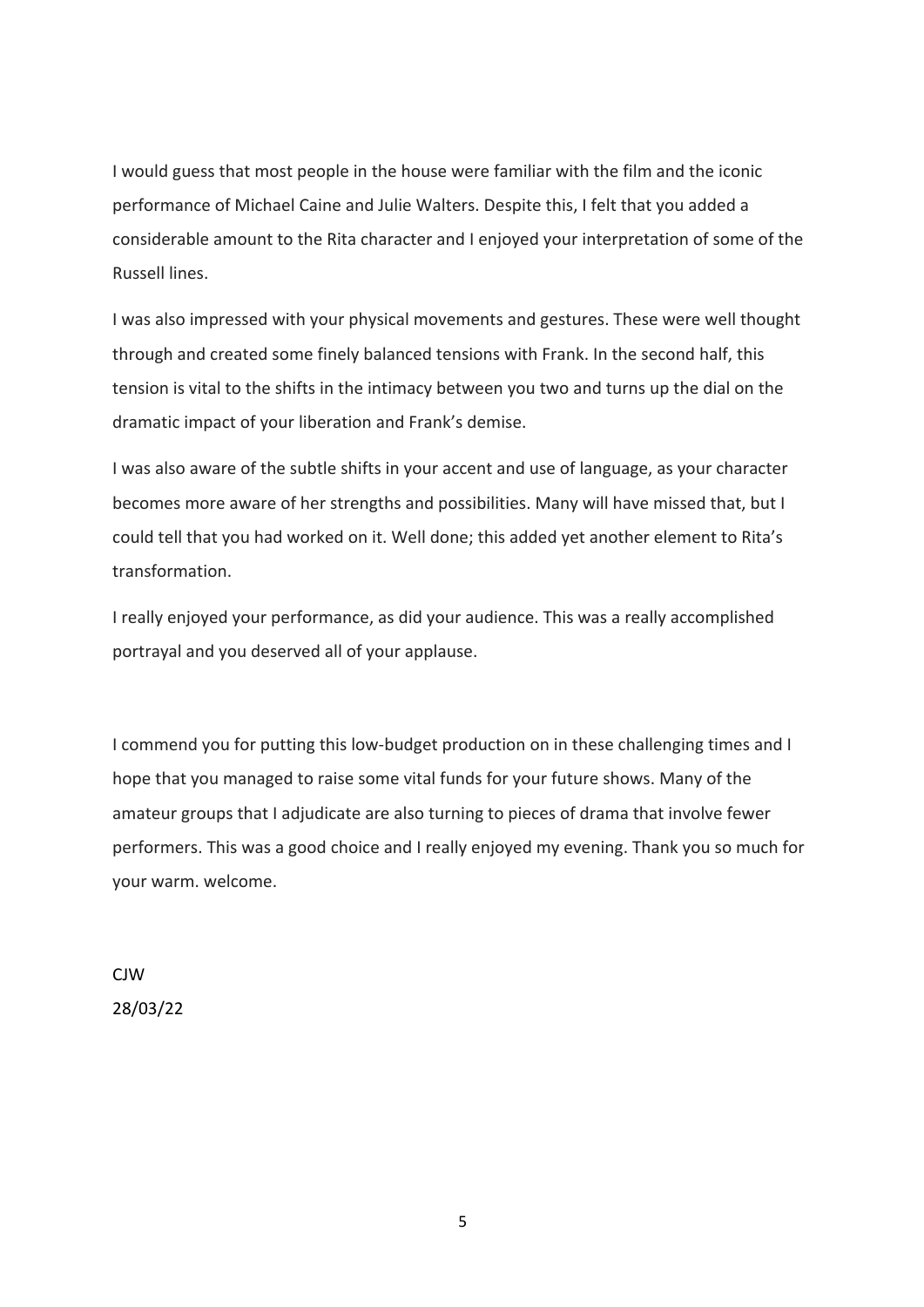I would guess that most people in the house were familiar with the film and the iconic performance of Michael Caine and Julie Walters. Despite this, I felt that you added a considerable amount to the Rita character and I enjoyed your interpretation of some of the Russell lines.

I was also impressed with your physical movements and gestures. These were well thought through and created some finely balanced tensions with Frank. In the second half, this tension is vital to the shifts in the intimacy between you two and turns up the dial on the dramatic impact of your liberation and Frank's demise.

I was also aware of the subtle shifts in your accent and use of language, as your character becomes more aware of her strengths and possibilities. Many will have missed that, but I could tell that you had worked on it. Well done; this added yet another element to Rita's transformation.

I really enjoyed your performance, as did your audience. This was a really accomplished portrayal and you deserved all of your applause.

I commend you for putting this low-budget production on in these challenging times and I hope that you managed to raise some vital funds for your future shows. Many of the amateur groups that I adjudicate are also turning to pieces of drama that involve fewer performers. This was a good choice and I really enjoyed my evening. Thank you so much for your warm. welcome.

CJW

28/03/22